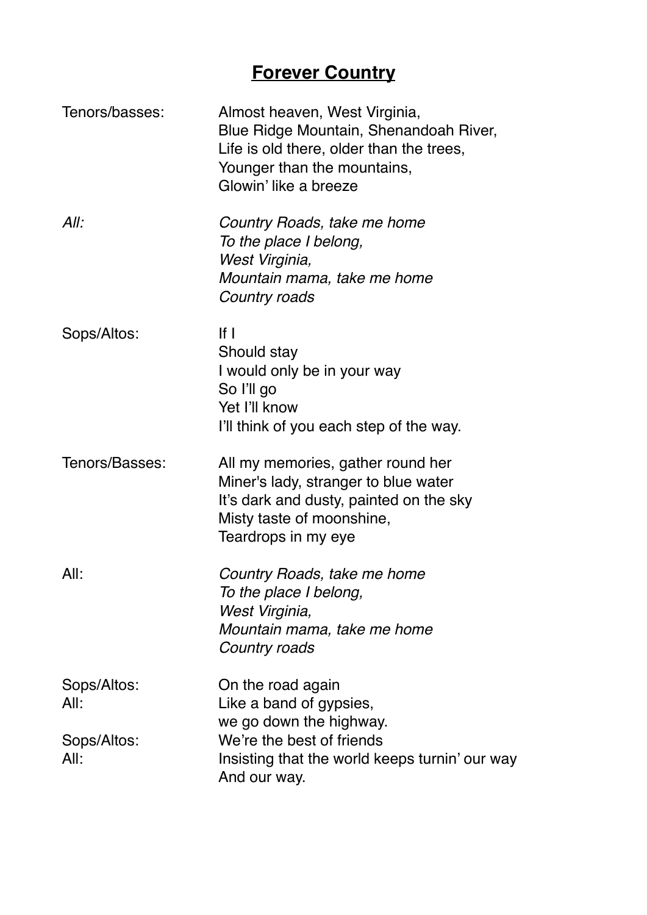# **Forever Country**

Tenors/basses:
Almost heaven, West Virginia,
Blue Ridge Mountain, Shenandoah River,
Life is old there, older than the trees,
Younger than the mountains,
Glowin' like a breeze

*All:*
*Country Roads, take me home*
*To the place I belong,*
*West Virginia,*
*Mountain mama, take me home*
*Country roads*

Sops/Altos:
If I
Should stay
I would only be in your way
So I'll go
Yet I'll know
I'll think of you each step of the way.

Tenors/Basses:
All my memories, gather round her
Miner's lady, stranger to blue water
It's dark and dusty, painted on the sky
Misty taste of moonshine,
Teardrops in my eye

All:
*Country Roads, take me home*
*To the place I belong,*
*West Virginia,*
*Mountain mama, take me home*
*Country roads*

Sops/Altos: On the road again
All: Like a band of gypsies,
we go down the highway.
Sops/Altos: We're the best of friends
All: Insisting that the world keeps turnin' our way
And our way.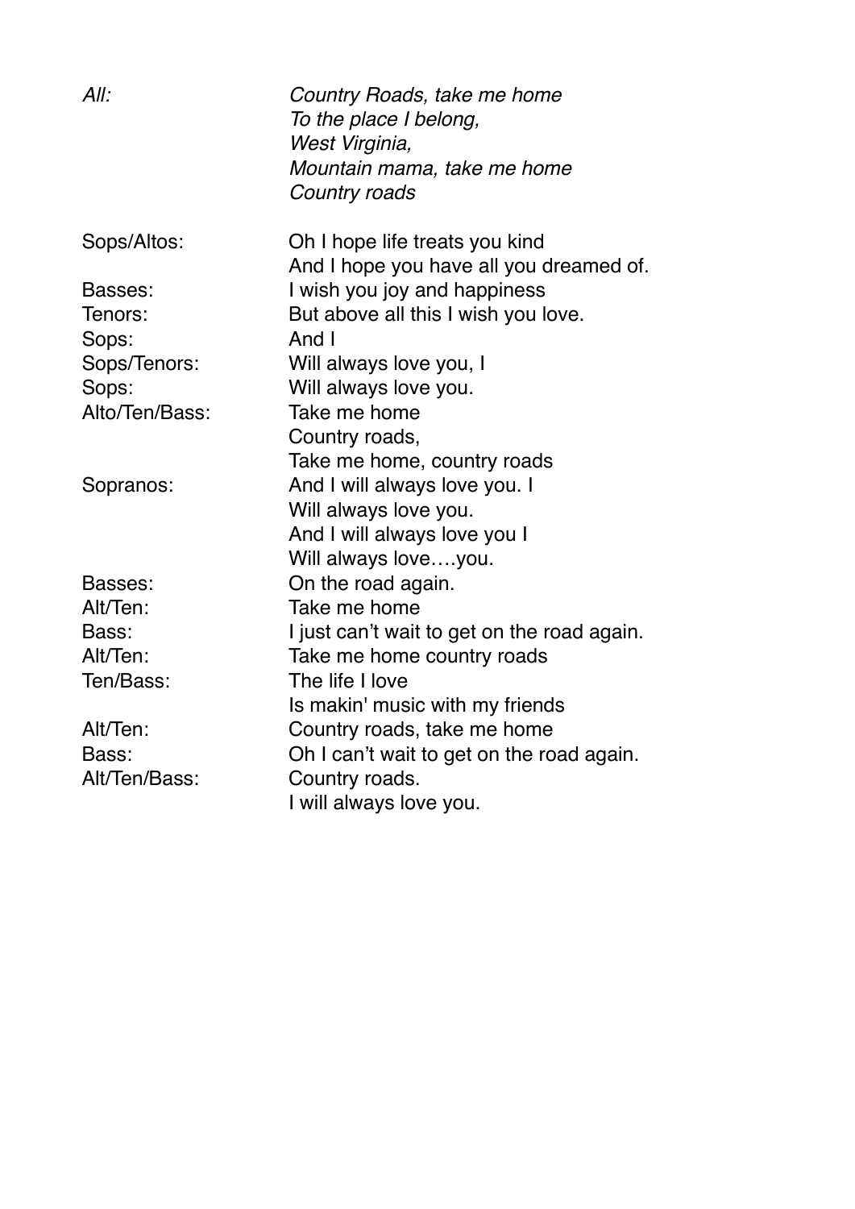| | |
|---|---|
| *All:* | *Country Roads, take me home* |
| | *To the place I belong,* |
| | *West Virginia,* |
| | *Mountain mama, take me home* |
| | *Country roads* |
| | |
| Sops/Altos: | Oh I hope life treats you kind |
| | And I hope you have all you dreamed of. |
| Basses: | I wish you joy and happiness |
| Tenors: | But above all this I wish you love. |
| Sops: | And I |
| Sops/Tenors: | Will always love you, I |
| Sops: | Will always love you. |
| Alto/Ten/Bass: | Take me home |
| | Country roads, |
| | Take me home, country roads |
| Sopranos: | And I will always love you. I |
| | Will always love you. |
| | And I will always love you I |
| | Will always love….you. |
| Basses: | On the road again. |
| Alt/Ten: | Take me home |
| Bass: | I just can't wait to get on the road again. |
| Alt/Ten: | Take me home country roads |
| Ten/Bass: | The life I love |
| | Is makin' music with my friends |
| Alt/Ten: | Country roads, take me home |
| Bass: | Oh I can't wait to get on the road again. |
| Alt/Ten/Bass: | Country roads. |
| | I will always love you. |